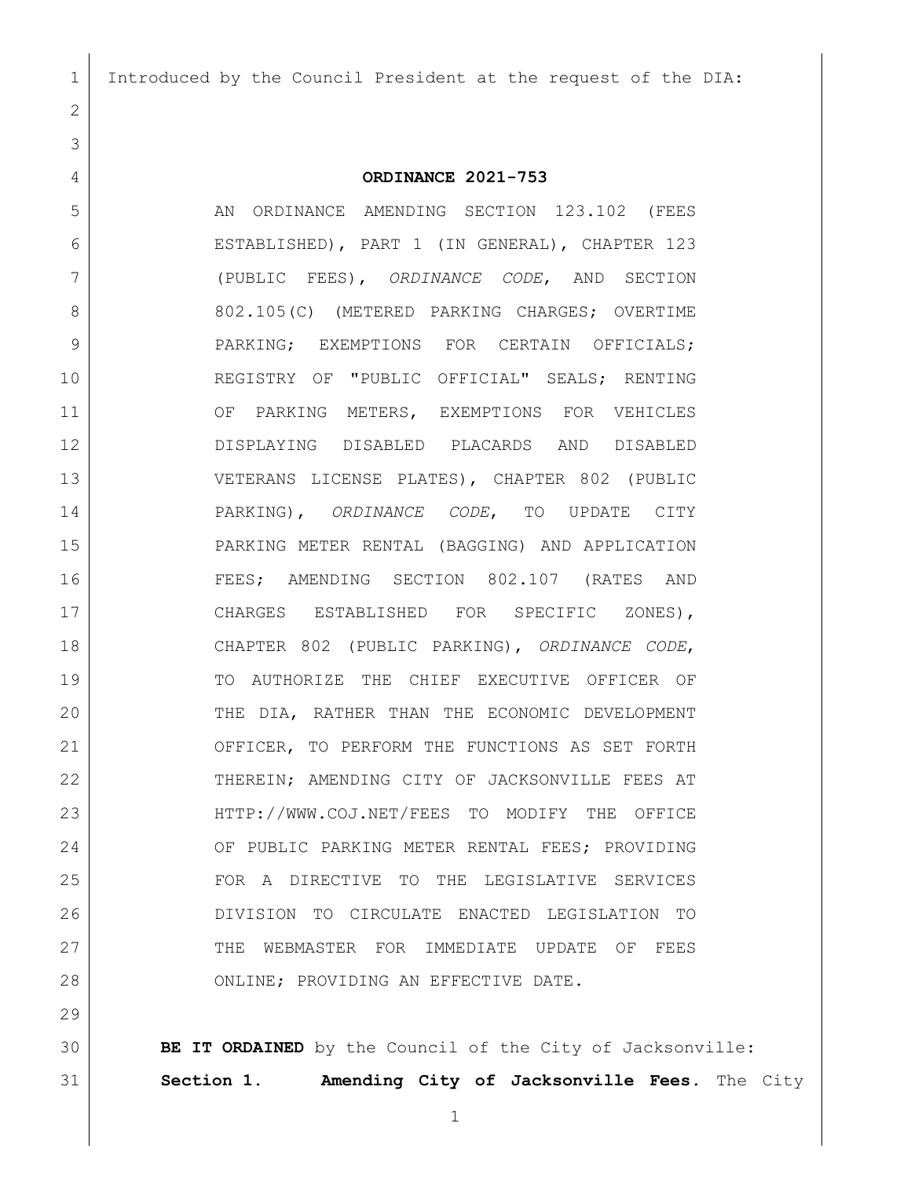Introduced by the Council President at the request of the DIA:

**ORDINANCE 2021-753**

AN ORDINANCE AMENDING SECTION 123.102 (FEES ESTABLISHED), PART 1 (IN GENERAL), CHAPTER 123 (PUBLIC FEES), *ORDINANCE CODE*, AND SECTION 802.105(C) (METERED PARKING CHARGES; OVERTIME PARKING; EXEMPTIONS FOR CERTAIN OFFICIALS; REGISTRY OF "PUBLIC OFFICIAL" SEALS; RENTING OF PARKING METERS, EXEMPTIONS FOR VEHICLES DISPLAYING DISABLED PLACARDS AND DISABLED VETERANS LICENSE PLATES), CHAPTER 802 (PUBLIC PARKING), *ORDINANCE CODE*, TO UPDATE CITY PARKING METER RENTAL (BAGGING) AND APPLICATION FEES; AMENDING SECTION 802.107 (RATES AND CHARGES ESTABLISHED FOR SPECIFIC ZONES), CHAPTER 802 (PUBLIC PARKING), *ORDINANCE CODE*, TO AUTHORIZE THE CHIEF EXECUTIVE OFFICER OF THE DIA, RATHER THAN THE ECONOMIC DEVELOPMENT OFFICER, TO PERFORM THE FUNCTIONS AS SET FORTH THEREIN; AMENDING CITY OF JACKSONVILLE FEES AT HTTP://WWW.COJ.NET/FEES TO MODIFY THE OFFICE OF PUBLIC PARKING METER RENTAL FEES; PROVIDING FOR A DIRECTIVE TO THE LEGISLATIVE SERVICES DIVISION TO CIRCULATE ENACTED LEGISLATION TO THE WEBMASTER FOR IMMEDIATE UPDATE OF FEES ONLINE; PROVIDING AN EFFECTIVE DATE.

**BE IT ORDAINED** by the Council of the City of Jacksonville:

**Section 1. Amending City of Jacksonville Fees.** The City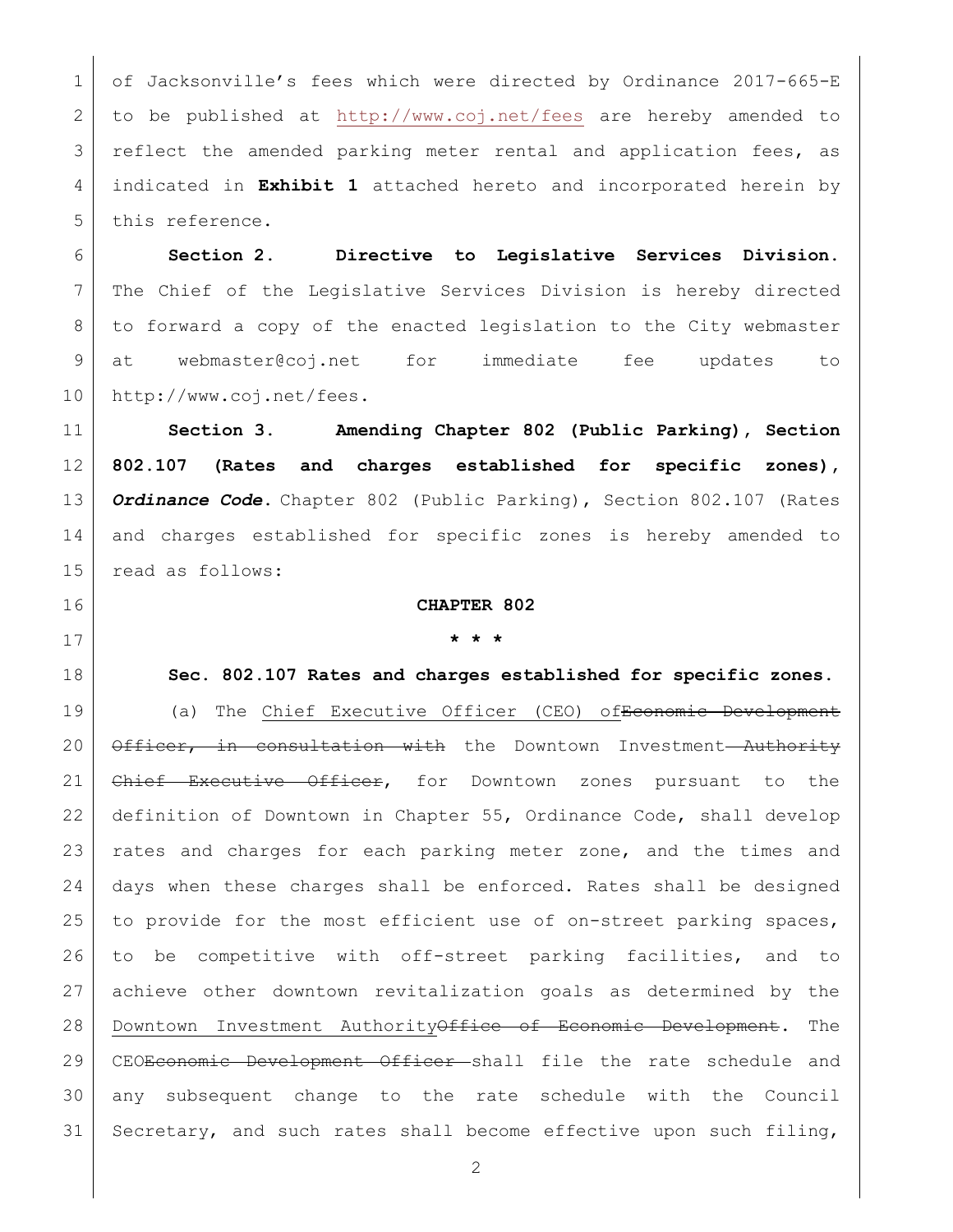of Jacksonville's fees which were directed by Ordinance 2017-665-E to be published at http://www.coj.net/fees are hereby amended to reflect the amended parking meter rental and application fees, as indicated in **Exhibit 1** attached hereto and incorporated herein by this reference.

**Section 2. Directive to Legislative Services Division.** The Chief of the Legislative Services Division is hereby directed to forward a copy of the enacted legislation to the City webmaster at webmaster@coj.net for immediate fee updates to http://www.coj.net/fees.

**Section 3. Amending Chapter 802 (Public Parking), Section 802.107 (Rates and charges established for specific zones), *Ordinance Code*.** Chapter 802 (Public Parking), Section 802.107 (Rates and charges established for specific zones is hereby amended to read as follows:

**CHAPTER 802**

**\* \* \***

**Sec. 802.107 Rates and charges established for specific zones.**

(a) The <u>Chief Executive Officer (CEO) of</u>~~Economic Development Officer, in consultation with~~ the Downtown Investment~~ Authority Chief Executive Officer~~, for Downtown zones pursuant to the definition of Downtown in Chapter 55, Ordinance Code, shall develop rates and charges for each parking meter zone, and the times and days when these charges shall be enforced. Rates shall be designed to provide for the most efficient use of on-street parking spaces, to be competitive with off-street parking facilities, and to achieve other downtown revitalization goals as determined by the <u>Downtown Investment Authority</u>~~Office of Economic Development~~. The <u>CEO</u>~~Economic Development Officer~~ shall file the rate schedule and any subsequent change to the rate schedule with the Council Secretary, and such rates shall become effective upon such filing,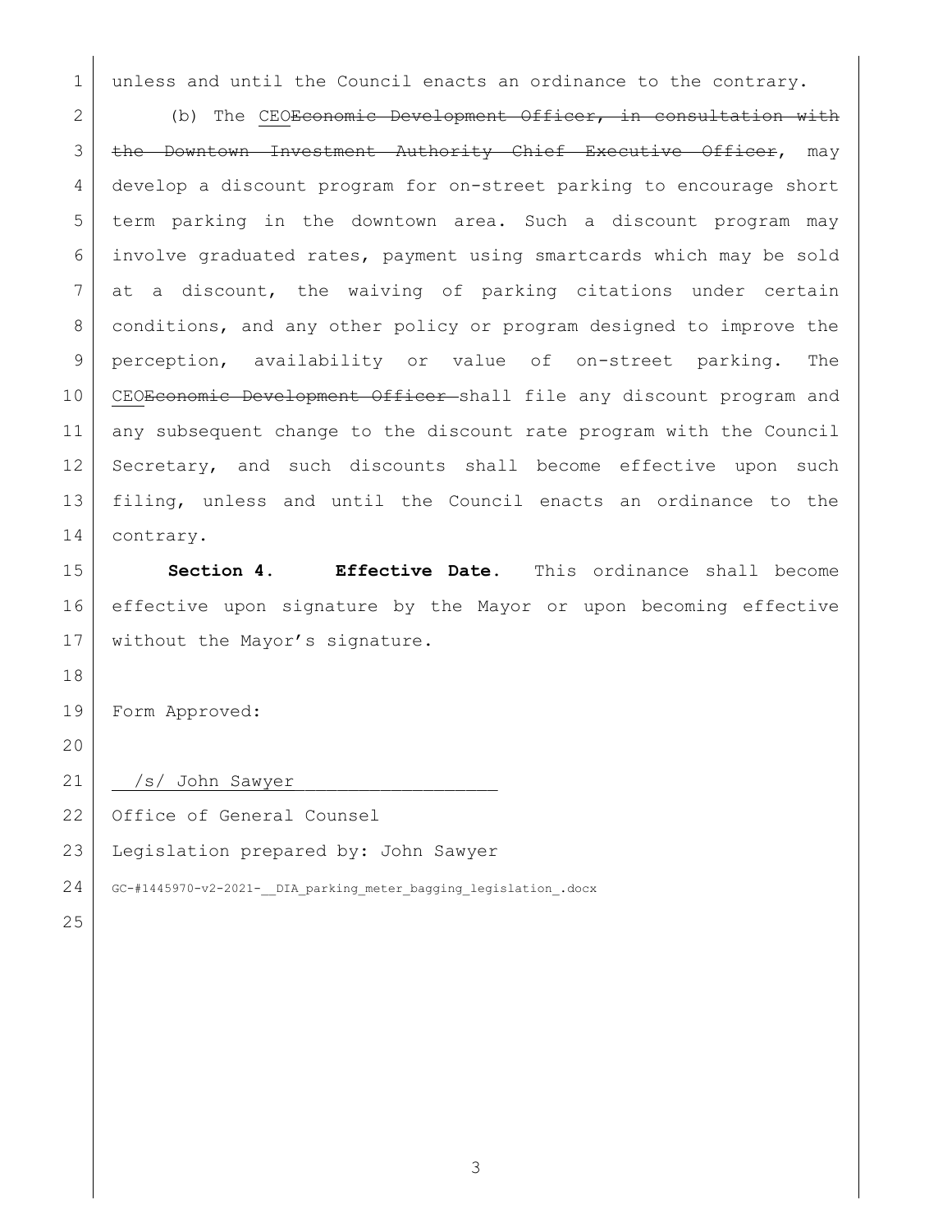unless and until the Council enacts an ordinance to the contrary.

(b) The <u>CEO</u>~~Economic Development Officer, in consultation with the Downtown Investment Authority Chief Executive Officer~~, may develop a discount program for on-street parking to encourage short term parking in the downtown area. Such a discount program may involve graduated rates, payment using smartcards which may be sold at a discount, the waiving of parking citations under certain conditions, and any other policy or program designed to improve the perception, availability or value of on-street parking. The <u>CEO</u>~~Economic Development Officer~~ shall file any discount program and any subsequent change to the discount rate program with the Council Secretary, and such discounts shall become effective upon such filing, unless and until the Council enacts an ordinance to the contrary.

**Section 4. Effective Date.** This ordinance shall become effective upon signature by the Mayor or upon becoming effective without the Mayor's signature.

Form Approved:

/s/ John Sawyer

Office of General Counsel

Legislation prepared by: John Sawyer

GC-#1445970-v2-2021-__DIA_parking_meter_bagging_legislation_.docx